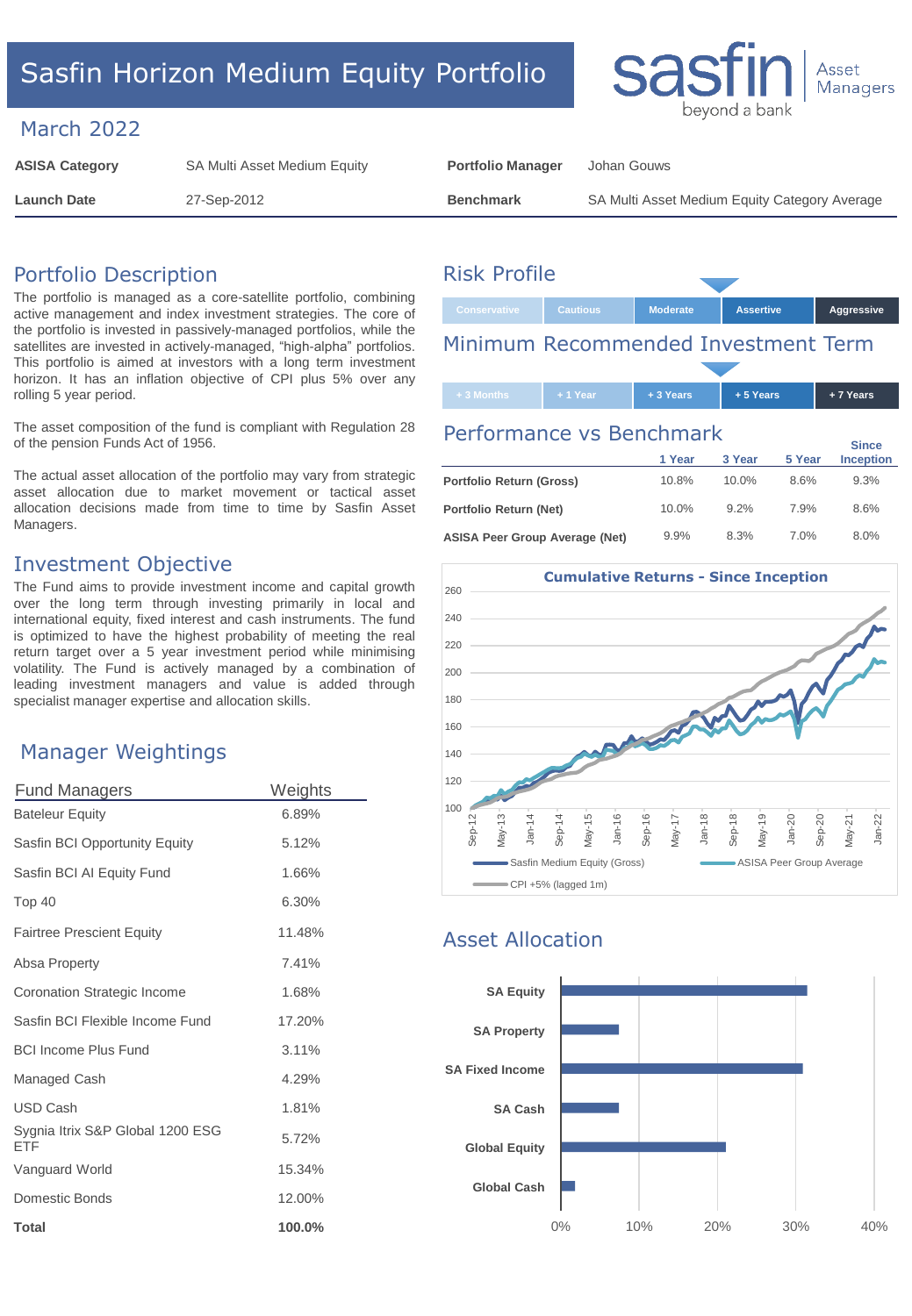# Sasfin Horizon Medium Equity Portfolio

sasfin Asset Managers — beyond a bank

## March 2022

| ASISA Category | SA Multi Asset Medium Equity | Portfolio Manager | Johan Gouws |
|---|---|---|---|
| Launch Date | 27-Sep-2012 | Benchmark | SA Multi Asset Medium Equity Category Average |

## Portfolio Description

The portfolio is managed as a core-satellite portfolio, combining active management and index investment strategies. The core of the portfolio is invested in passively-managed portfolios, while the satellites are invested in actively-managed, "high-alpha" portfolios. This portfolio is aimed at investors with a long term investment horizon. It has an inflation objective of CPI plus 5% over any rolling 5 year period.

The asset composition of the fund is compliant with Regulation 28 of the pension Funds Act of 1956.

The actual asset allocation of the portfolio may vary from strategic asset allocation due to market movement or tactical asset allocation decisions made from time to time by Sasfin Asset Managers.

## Investment Objective

The Fund aims to provide investment income and capital growth over the long term through investing primarily in local and international equity, fixed interest and cash instruments. The fund is optimized to have the highest probability of meeting the real return target over a 5 year investment period while minimising volatility. The Fund is actively managed by a combination of leading investment managers and value is added through specialist manager expertise and allocation skills.

## Manager Weightings

| Fund Managers | Weights |
|---|---|
| Bateleur Equity | 6.89% |
| Sasfin BCI Opportunity Equity | 5.12% |
| Sasfin BCI AI Equity Fund | 1.66% |
| Top 40 | 6.30% |
| Fairtree Prescient Equity | 11.48% |
| Absa Property | 7.41% |
| Coronation Strategic Income | 1.68% |
| Sasfin BCI Flexible Income Fund | 17.20% |
| BCI Income Plus Fund | 3.11% |
| Managed Cash | 4.29% |
| USD Cash | 1.81% |
| Sygnia Itrix S&P Global 1200 ESG ETF | 5.72% |
| Vanguard World | 15.34% |
| Domestic Bonds | 12.00% |
| **Total** | **100.0%** |

## Risk Profile

Conservative | Cautious | **Moderate** | Assertive | Aggressive

(Indicated: Assertive)

## Minimum Recommended Investment Term

+ 3 Months | + 1 Year | + 3 Years | + 5 Years | + 7 Years

(Indicated: + 5 Years)

## Performance vs Benchmark

| | 1 Year | 3 Year | 5 Year | Since Inception |
|---|---|---|---|---|
| **Portfolio Return (Gross)** | 10.8% | 10.0% | 8.6% | 9.3% |
| **Portfolio Return (Net)** | 10.0% | 9.2% | 7.9% | 8.6% |
| **ASISA Peer Group Average (Net)** | 9.9% | 8.3% | 7.0% | 8.0% |

**Cumulative Returns - Since Inception**

Legend: Sasfin Medium Equity (Gross); ASISA Peer Group Average; CPI +5% (lagged 1m)

## Asset Allocation

SA Equity, SA Property, SA Fixed Income, SA Cash, Global Equity, Global Cash (0%–40% scale)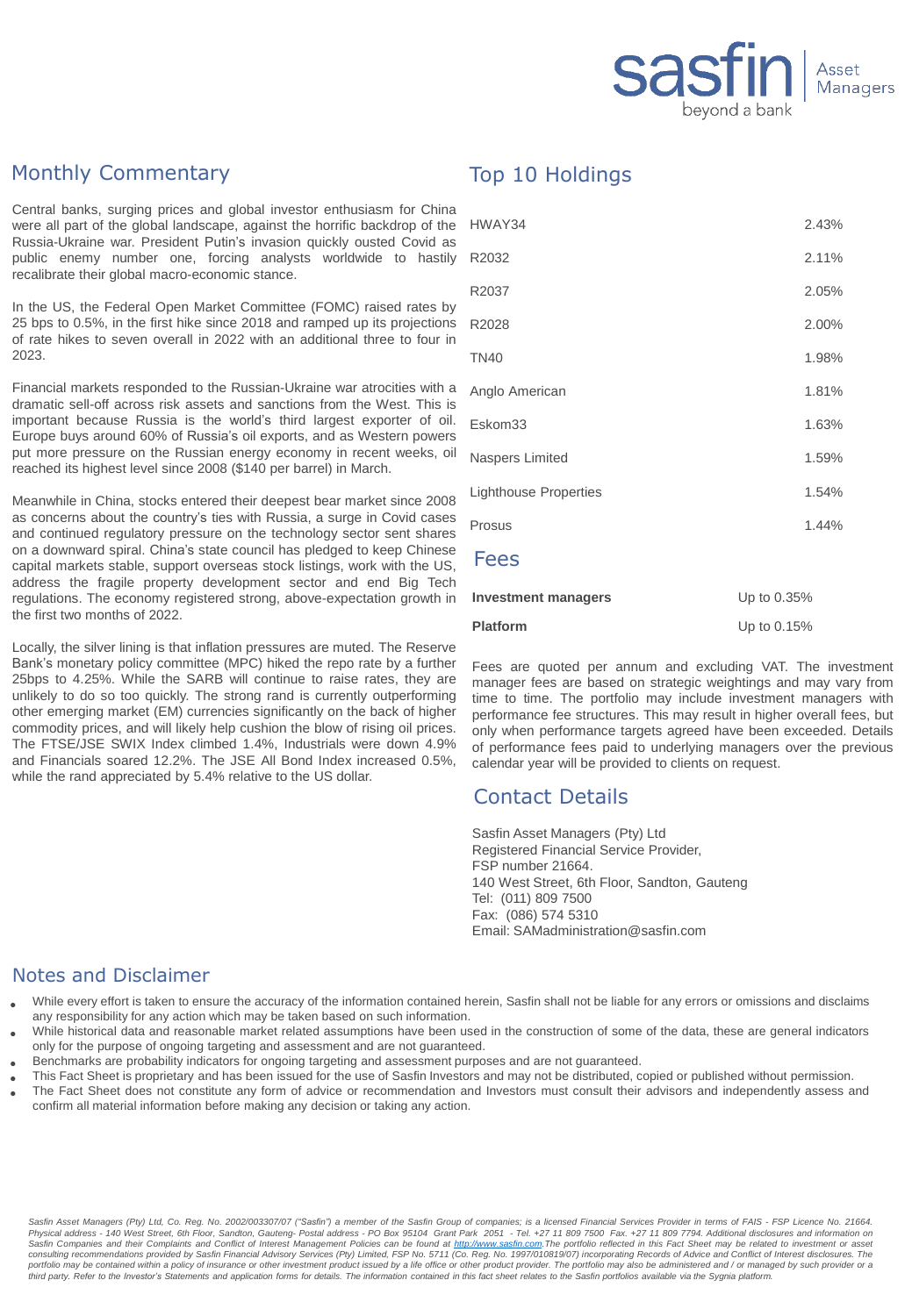## Monthly Commentary

Central banks, surging prices and global investor enthusiasm for China were all part of the global landscape, against the horrific backdrop of the Russia-Ukraine war. President Putin's invasion quickly ousted Covid as public enemy number one, forcing analysts worldwide to hastily recalibrate their global macro-economic stance.

In the US, the Federal Open Market Committee (FOMC) raised rates by 25 bps to 0.5%, in the first hike since 2018 and ramped up its projections of rate hikes to seven overall in 2022 with an additional three to four in 2023.

Financial markets responded to the Russian-Ukraine war atrocities with a dramatic sell-off across risk assets and sanctions from the West. This is important because Russia is the world's third largest exporter of oil. Europe buys around 60% of Russia's oil exports, and as Western powers put more pressure on the Russian energy economy in recent weeks, oil reached its highest level since 2008 ($140 per barrel) in March.

Meanwhile in China, stocks entered their deepest bear market since 2008 as concerns about the country's ties with Russia, a surge in Covid cases and continued regulatory pressure on the technology sector sent shares on a downward spiral. China's state council has pledged to keep Chinese capital markets stable, support overseas stock listings, work with the US, address the fragile property development sector and end Big Tech regulations. The economy registered strong, above-expectation growth in the first two months of 2022.

Locally, the silver lining is that inflation pressures are muted. The Reserve Bank's monetary policy committee (MPC) hiked the repo rate by a further 25bps to 4.25%. While the SARB will continue to raise rates, they are unlikely to do so too quickly. The strong rand is currently outperforming other emerging market (EM) currencies significantly on the back of higher commodity prices, and will likely help cushion the blow of rising oil prices. The FTSE/JSE SWIX Index climbed 1.4%, Industrials were down 4.9% and Financials soared 12.2%. The JSE All Bond Index increased 0.5%, while the rand appreciated by 5.4% relative to the US dollar.

## Top 10 Holdings

| | |
|---|---|
| HWAY34 | 2.43% |
| R2032 | 2.11% |
| R2037 | 2.05% |
| R2028 | 2.00% |
| TN40 | 1.98% |
| Anglo American | 1.81% |
| Eskom33 | 1.63% |
| Naspers Limited | 1.59% |
| Lighthouse Properties | 1.54% |
| Prosus | 1.44% |

## Fees

| | |
|---|---|
| **Investment managers** | Up to 0.35% |
| **Platform** | Up to 0.15% |

Fees are quoted per annum and excluding VAT. The investment manager fees are based on strategic weightings and may vary from time to time. The portfolio may include investment managers with performance fee structures. This may result in higher overall fees, but only when performance targets agreed have been exceeded. Details of performance fees paid to underlying managers over the previous calendar year will be provided to clients on request.

## Contact Details

Sasfin Asset Managers (Pty) Ltd
Registered Financial Service Provider,
FSP number 21664.
140 West Street, 6th Floor, Sandton, Gauteng
Tel: (011) 809 7500
Fax: (086) 574 5310
Email: SAMadministration@sasfin.com

## Notes and Disclaimer

- While every effort is taken to ensure the accuracy of the information contained herein, Sasfin shall not be liable for any errors or omissions and disclaims any responsibility for any action which may be taken based on such information.
- While historical data and reasonable market related assumptions have been used in the construction of some of the data, these are general indicators only for the purpose of ongoing targeting and assessment and are not guaranteed.
- Benchmarks are probability indicators for ongoing targeting and assessment purposes and are not guaranteed.
- This Fact Sheet is proprietary and has been issued for the use of Sasfin Investors and may not be distributed, copied or published without permission.
- The Fact Sheet does not constitute any form of advice or recommendation and Investors must consult their advisors and independently assess and confirm all material information before making any decision or taking any action.

*Sasfin Asset Managers (Pty) Ltd, Co. Reg. No. 2002/003307/07 ("Sasfin") a member of the Sasfin Group of companies; is a licensed Financial Services Provider in terms of FAIS - FSP Licence No. 21664. Physical address - 140 West Street, 6th Floor, Sandton, Gauteng- Postal address - PO Box 95104 Grant Park 2051 - Tel. +27 11 809 7500 Fax. +27 11 809 7794. Additional disclosures and information on Sasfin Companies and their Complaints and Conflict of Interest Management Policies can be found at http://www.sasfin.com.The portfolio reflected in this Fact Sheet may be related to investment or asset consulting recommendations provided by Sasfin Financial Advisory Services (Pty) Limited, FSP No. 5711 (Co. Reg. No. 1997/010819/07) incorporating Records of Advice and Conflict of Interest disclosures. The portfolio may be contained within a policy of insurance or other investment product issued by a life office or other product provider. The portfolio may also be administered and / or managed by such provider or a third party. Refer to the Investor's Statements and application forms for details. The information contained in this fact sheet relates to the Sasfin portfolios available via the Sygnia platform.*